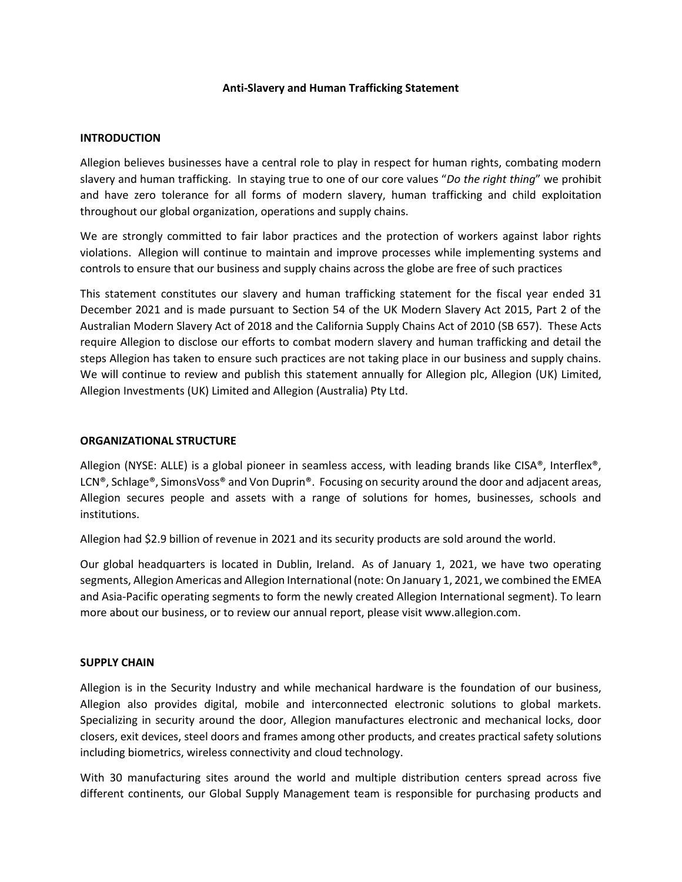# Anti-Slavery and Human Trafficking Statement

## INTRODUCTION

Allegion believes businesses have a central role to play in respect for human rights, combating modern slavery and human trafficking. In staying true to one of our core values "*Do the right thing*" we prohibit and have zero tolerance for all forms of modern slavery, human trafficking and child exploitation throughout our global organization, operations and supply chains.

We are strongly committed to fair labor practices and the protection of workers against labor rights violations. Allegion will continue to maintain and improve processes while implementing systems and controls to ensure that our business and supply chains across the globe are free of such practices

This statement constitutes our slavery and human trafficking statement for the fiscal year ended 31 December 2021 and is made pursuant to Section 54 of the UK Modern Slavery Act 2015, Part 2 of the Australian Modern Slavery Act of 2018 and the California Supply Chains Act of 2010 (SB 657). These Acts require Allegion to disclose our efforts to combat modern slavery and human trafficking and detail the steps Allegion has taken to ensure such practices are not taking place in our business and supply chains. We will continue to review and publish this statement annually for Allegion plc, Allegion (UK) Limited, Allegion Investments (UK) Limited and Allegion (Australia) Pty Ltd.

## ORGANIZATIONAL STRUCTURE

Allegion (NYSE: ALLE) is a global pioneer in seamless access, with leading brands like CISA®, Interflex®, LCN®, Schlage®, SimonsVoss® and Von Duprin®. Focusing on security around the door and adjacent areas, Allegion secures people and assets with a range of solutions for homes, businesses, schools and institutions.

Allegion had $2.9 billion of revenue in 2021 and its security products are sold around the world.

Our global headquarters is located in Dublin, Ireland. As of January 1, 2021, we have two operating segments, Allegion Americas and Allegion International (note: On January 1, 2021, we combined the EMEA and Asia-Pacific operating segments to form the newly created Allegion International segment). To learn more about our business, or to review our annual report, please visit www.allegion.com.

## SUPPLY CHAIN

Allegion is in the Security Industry and while mechanical hardware is the foundation of our business, Allegion also provides digital, mobile and interconnected electronic solutions to global markets. Specializing in security around the door, Allegion manufactures electronic and mechanical locks, door closers, exit devices, steel doors and frames among other products, and creates practical safety solutions including biometrics, wireless connectivity and cloud technology.

With 30 manufacturing sites around the world and multiple distribution centers spread across five different continents, our Global Supply Management team is responsible for purchasing products and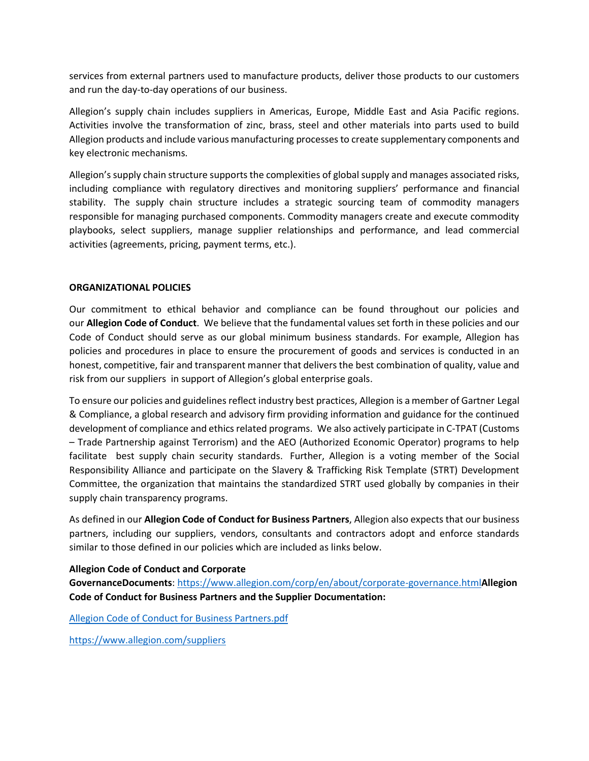services from external partners used to manufacture products, deliver those products to our customers and run the day-to-day operations of our business.

Allegion's supply chain includes suppliers in Americas, Europe, Middle East and Asia Pacific regions. Activities involve the transformation of zinc, brass, steel and other materials into parts used to build Allegion products and include various manufacturing processes to create supplementary components and key electronic mechanisms.

Allegion's supply chain structure supports the complexities of global supply and manages associated risks, including compliance with regulatory directives and monitoring suppliers' performance and financial stability. The supply chain structure includes a strategic sourcing team of commodity managers responsible for managing purchased components. Commodity managers create and execute commodity playbooks, select suppliers, manage supplier relationships and performance, and lead commercial activities (agreements, pricing, payment terms, etc.).

**ORGANIZATIONAL POLICIES**

Our commitment to ethical behavior and compliance can be found throughout our policies and our **Allegion Code of Conduct**. We believe that the fundamental values set forth in these policies and our Code of Conduct should serve as our global minimum business standards. For example, Allegion has policies and procedures in place to ensure the procurement of goods and services is conducted in an honest, competitive, fair and transparent manner that delivers the best combination of quality, value and risk from our suppliers in support of Allegion's global enterprise goals.

To ensure our policies and guidelines reflect industry best practices, Allegion is a member of Gartner Legal & Compliance, a global research and advisory firm providing information and guidance for the continued development of compliance and ethics related programs. We also actively participate in C-TPAT (Customs – Trade Partnership against Terrorism) and the AEO (Authorized Economic Operator) programs to help facilitate best supply chain security standards. Further, Allegion is a voting member of the Social Responsibility Alliance and participate on the Slavery & Trafficking Risk Template (STRT) Development Committee, the organization that maintains the standardized STRT used globally by companies in their supply chain transparency programs.

As defined in our **Allegion Code of Conduct for Business Partners**, Allegion also expects that our business partners, including our suppliers, vendors, consultants and contractors adopt and enforce standards similar to those defined in our policies which are included as links below.

**Allegion Code of Conduct and Corporate GovernanceDocuments**: https://www.allegion.com/corp/en/about/corporate-governance.html**Allegion Code of Conduct for Business Partners and the Supplier Documentation:**

Allegion Code of Conduct for Business Partners.pdf

https://www.allegion.com/suppliers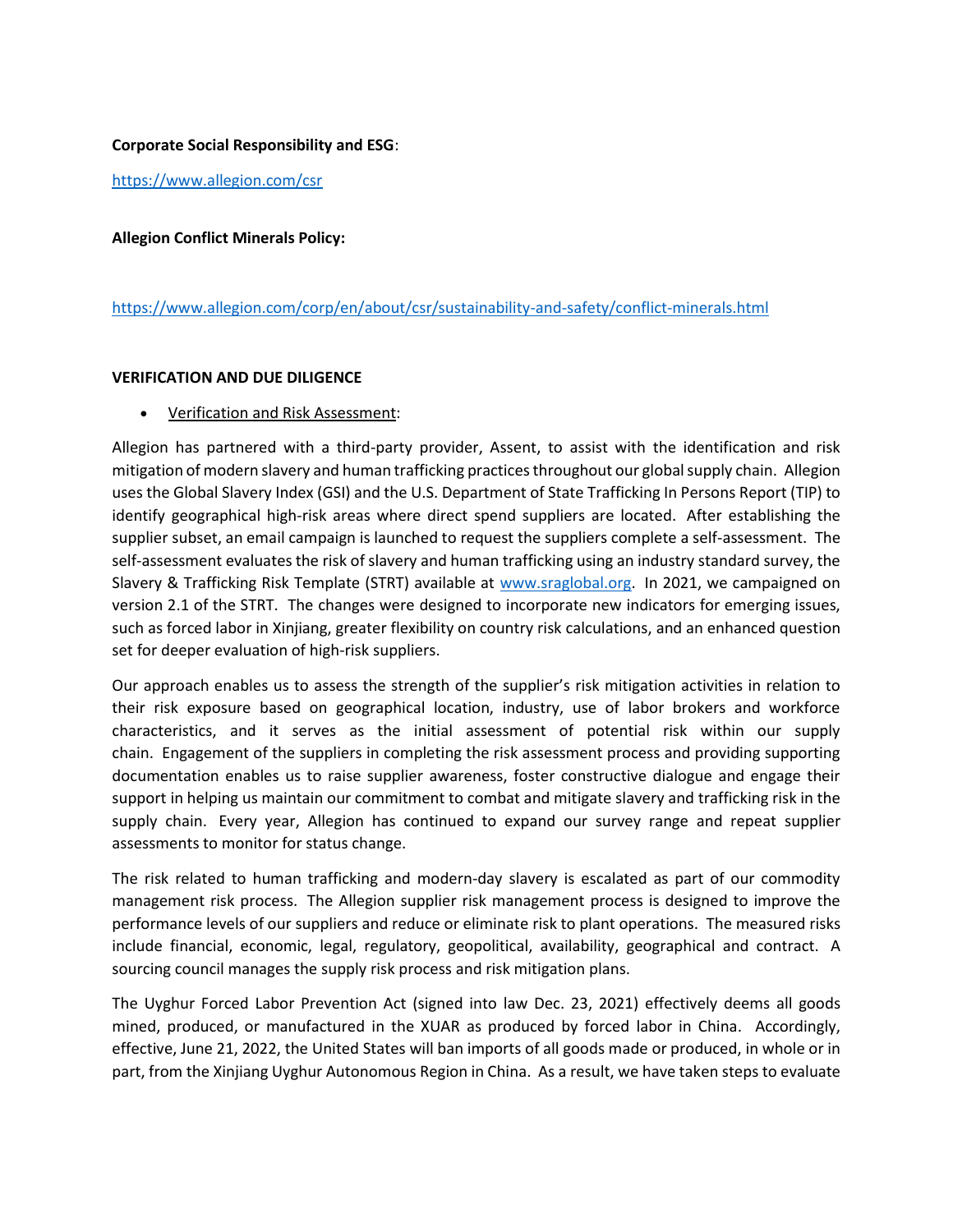**Corporate Social Responsibility and ESG**:

https://www.allegion.com/csr

**Allegion Conflict Minerals Policy:**

https://www.allegion.com/corp/en/about/csr/sustainability-and-safety/conflict-minerals.html

**VERIFICATION AND DUE DILIGENCE**

- Verification and Risk Assessment:

Allegion has partnered with a third-party provider, Assent, to assist with the identification and risk mitigation of modern slavery and human trafficking practices throughout our global supply chain. Allegion uses the Global Slavery Index (GSI) and the U.S. Department of State Trafficking In Persons Report (TIP) to identify geographical high-risk areas where direct spend suppliers are located. After establishing the supplier subset, an email campaign is launched to request the suppliers complete a self-assessment. The self-assessment evaluates the risk of slavery and human trafficking using an industry standard survey, the Slavery & Trafficking Risk Template (STRT) available at www.sraglobal.org. In 2021, we campaigned on version 2.1 of the STRT. The changes were designed to incorporate new indicators for emerging issues, such as forced labor in Xinjiang, greater flexibility on country risk calculations, and an enhanced question set for deeper evaluation of high-risk suppliers.

Our approach enables us to assess the strength of the supplier's risk mitigation activities in relation to their risk exposure based on geographical location, industry, use of labor brokers and workforce characteristics, and it serves as the initial assessment of potential risk within our supply chain. Engagement of the suppliers in completing the risk assessment process and providing supporting documentation enables us to raise supplier awareness, foster constructive dialogue and engage their support in helping us maintain our commitment to combat and mitigate slavery and trafficking risk in the supply chain. Every year, Allegion has continued to expand our survey range and repeat supplier assessments to monitor for status change.

The risk related to human trafficking and modern-day slavery is escalated as part of our commodity management risk process. The Allegion supplier risk management process is designed to improve the performance levels of our suppliers and reduce or eliminate risk to plant operations. The measured risks include financial, economic, legal, regulatory, geopolitical, availability, geographical and contract. A sourcing council manages the supply risk process and risk mitigation plans.

The Uyghur Forced Labor Prevention Act (signed into law Dec. 23, 2021) effectively deems all goods mined, produced, or manufactured in the XUAR as produced by forced labor in China. Accordingly, effective, June 21, 2022, the United States will ban imports of all goods made or produced, in whole or in part, from the Xinjiang Uyghur Autonomous Region in China. As a result, we have taken steps to evaluate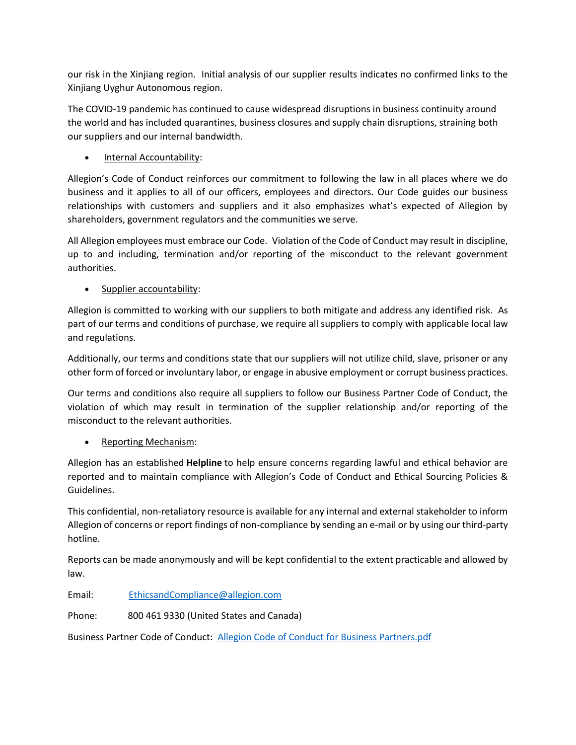our risk in the Xinjiang region. Initial analysis of our supplier results indicates no confirmed links to the Xinjiang Uyghur Autonomous region.

The COVID-19 pandemic has continued to cause widespread disruptions in business continuity around the world and has included quarantines, business closures and supply chain disruptions, straining both our suppliers and our internal bandwidth.

- Internal Accountability:

Allegion's Code of Conduct reinforces our commitment to following the law in all places where we do business and it applies to all of our officers, employees and directors. Our Code guides our business relationships with customers and suppliers and it also emphasizes what's expected of Allegion by shareholders, government regulators and the communities we serve.

All Allegion employees must embrace our Code. Violation of the Code of Conduct may result in discipline, up to and including, termination and/or reporting of the misconduct to the relevant government authorities.

- Supplier accountability:

Allegion is committed to working with our suppliers to both mitigate and address any identified risk. As part of our terms and conditions of purchase, we require all suppliers to comply with applicable local law and regulations.

Additionally, our terms and conditions state that our suppliers will not utilize child, slave, prisoner or any other form of forced or involuntary labor, or engage in abusive employment or corrupt business practices.

Our terms and conditions also require all suppliers to follow our Business Partner Code of Conduct, the violation of which may result in termination of the supplier relationship and/or reporting of the misconduct to the relevant authorities.

- Reporting Mechanism:

Allegion has an established **Helpline** to help ensure concerns regarding lawful and ethical behavior are reported and to maintain compliance with Allegion's Code of Conduct and Ethical Sourcing Policies & Guidelines.

This confidential, non-retaliatory resource is available for any internal and external stakeholder to inform Allegion of concerns or report findings of non-compliance by sending an e-mail or by using our third-party hotline.

Reports can be made anonymously and will be kept confidential to the extent practicable and allowed by law.

Email: EthicsandCompliance@allegion.com

Phone: 800 461 9330 (United States and Canada)

Business Partner Code of Conduct: Allegion Code of Conduct for Business Partners.pdf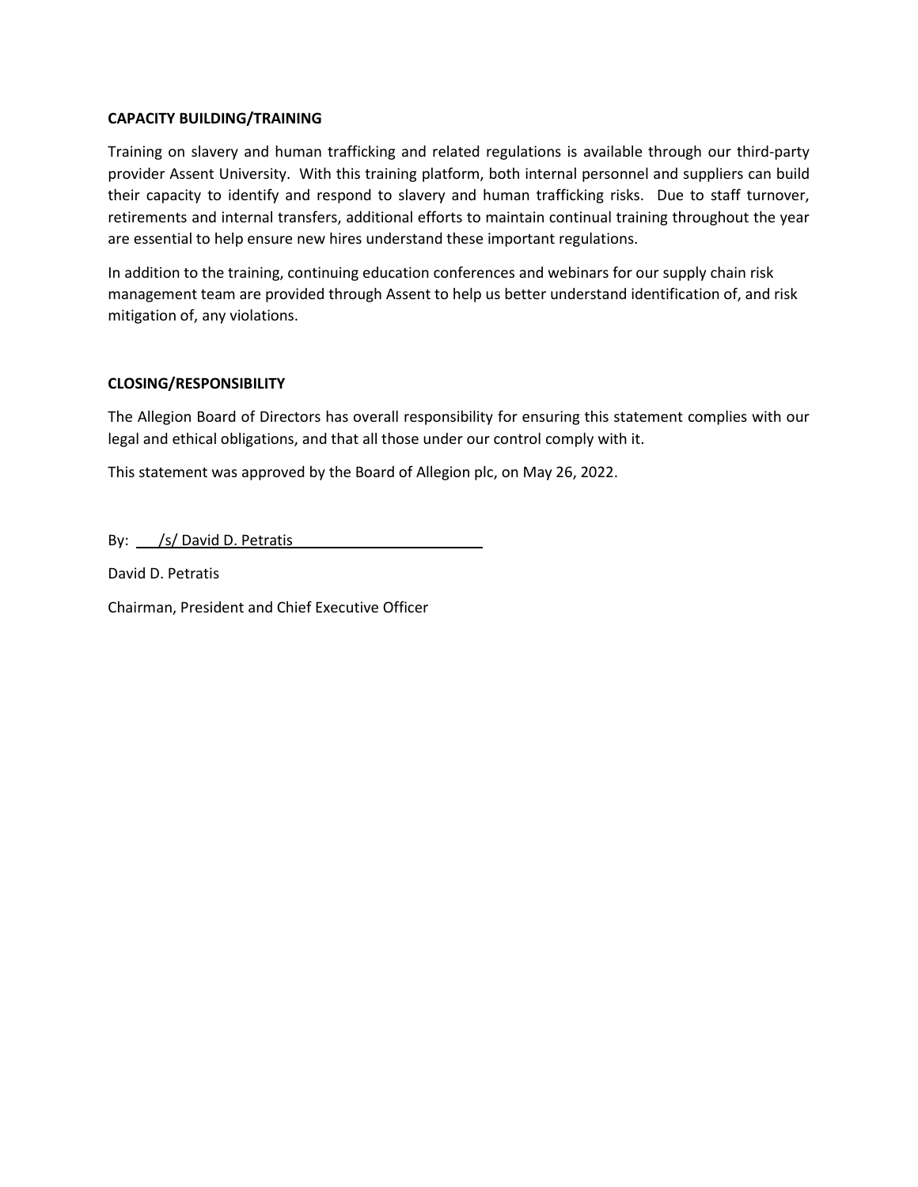**CAPACITY BUILDING/TRAINING**

Training on slavery and human trafficking and related regulations is available through our third-party provider Assent University. With this training platform, both internal personnel and suppliers can build their capacity to identify and respond to slavery and human trafficking risks. Due to staff turnover, retirements and internal transfers, additional efforts to maintain continual training throughout the year are essential to help ensure new hires understand these important regulations.

In addition to the training, continuing education conferences and webinars for our supply chain risk management team are provided through Assent to help us better understand identification of, and risk mitigation of, any violations.

**CLOSING/RESPONSIBILITY**

The Allegion Board of Directors has overall responsibility for ensuring this statement complies with our legal and ethical obligations, and that all those under our control comply with it.

This statement was approved by the Board of Allegion plc, on May 26, 2022.

By: /s/ David D. Petratis

David D. Petratis

Chairman, President and Chief Executive Officer